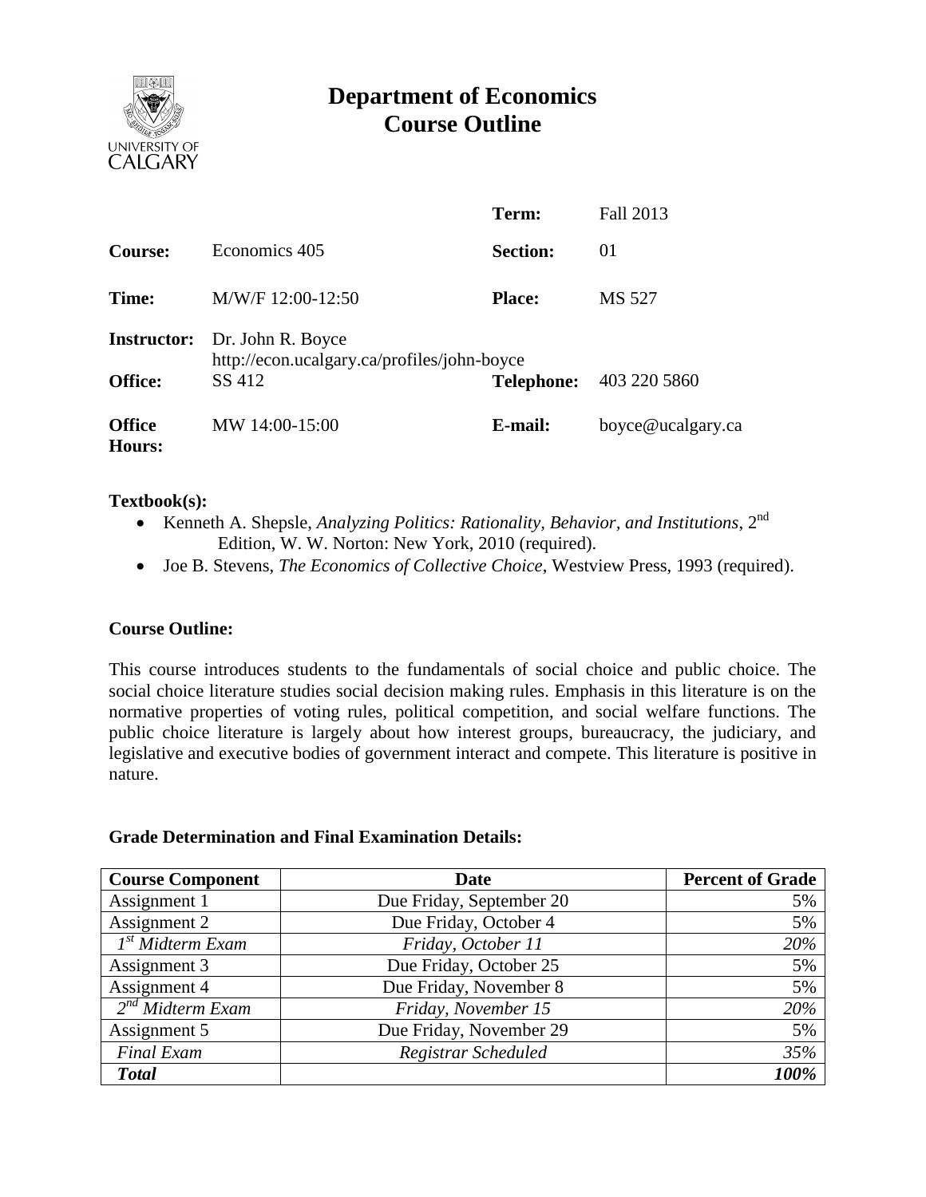# Department of Economics
# Course Outline

| | | | |
|---|---|---|---|
| | | **Term:** | Fall 2013 |
| **Course:** | Economics 405 | **Section:** | 01 |
| **Time:** | M/W/F 12:00-12:50 | **Place:** | MS 527 |
| **Instructor:** | Dr. John R. Boyce<br>http://econ.ucalgary.ca/profiles/john-boyce | | |
| **Office:** | SS 412 | **Telephone:** | 403 220 5860 |
| **Office Hours:** | MW 14:00-15:00 | **E-mail:** | boyce@ucalgary.ca |

**Textbook(s):**

- Kenneth A. Shepsle, *Analyzing Politics: Rationality, Behavior, and Institutions*, 2nd Edition, W. W. Norton: New York, 2010 (required).
- Joe B. Stevens, *The Economics of Collective Choice*, Westview Press, 1993 (required).

**Course Outline:**

This course introduces students to the fundamentals of social choice and public choice. The social choice literature studies social decision making rules. Emphasis in this literature is on the normative properties of voting rules, political competition, and social welfare functions. The public choice literature is largely about how interest groups, bureaucracy, the judiciary, and legislative and executive bodies of government interact and compete. This literature is positive in nature.

**Grade Determination and Final Examination Details:**

| Course Component | Date | Percent of Grade |
|---|---|---|
| Assignment 1 | Due Friday, September 20 | 5% |
| Assignment 2 | Due Friday, October 4 | 5% |
| *1st Midterm Exam* | *Friday, October 11* | *20%* |
| Assignment 3 | Due Friday, October 25 | 5% |
| Assignment 4 | Due Friday, November 8 | 5% |
| *2nd Midterm Exam* | *Friday, November 15* | *20%* |
| Assignment 5 | Due Friday, November 29 | 5% |
| *Final Exam* | *Registrar Scheduled* | *35%* |
| ***Total*** | | ***100%*** |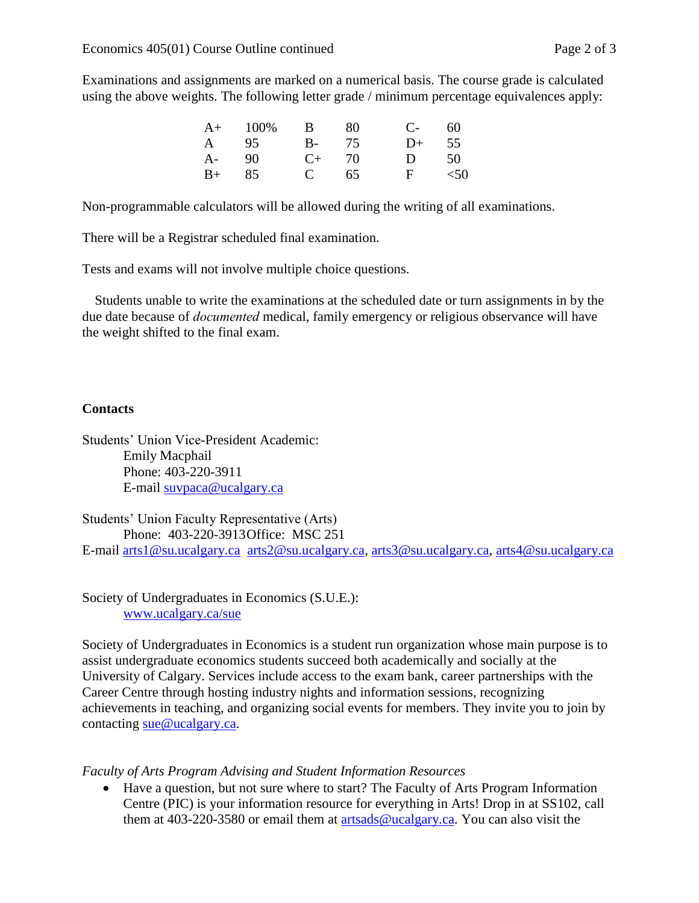Examinations and assignments are marked on a numerical basis. The course grade is calculated using the above weights. The following letter grade / minimum percentage equivalences apply:

| | | | | | |
|---|---|---|---|---|---|
| A+ | 100% | B | 80 | C- | 60 |
| A | 95 | B- | 75 | D+ | 55 |
| A- | 90 | C+ | 70 | D | 50 |
| B+ | 85 | C | 65 | F | <50 |

Non-programmable calculators will be allowed during the writing of all examinations.

There will be a Registrar scheduled final examination.

Tests and exams will not involve multiple choice questions.

Students unable to write the examinations at the scheduled date or turn assignments in by the due date because of *documented* medical, family emergency or religious observance will have the weight shifted to the final exam.

**Contacts**

Students' Union Vice-President Academic:
Emily Macphail
Phone: 403-220-3911
E-mail suvpaca@ucalgary.ca

Students' Union Faculty Representative (Arts)
Phone: 403-220-3913 Office: MSC 251
E-mail arts1@su.ucalgary.ca arts2@su.ucalgary.ca, arts3@su.ucalgary.ca, arts4@su.ucalgary.ca

Society of Undergraduates in Economics (S.U.E.):
www.ucalgary.ca/sue

Society of Undergraduates in Economics is a student run organization whose main purpose is to assist undergraduate economics students succeed both academically and socially at the University of Calgary. Services include access to the exam bank, career partnerships with the Career Centre through hosting industry nights and information sessions, recognizing achievements in teaching, and organizing social events for members. They invite you to join by contacting sue@ucalgary.ca.

*Faculty of Arts Program Advising and Student Information Resources*

- Have a question, but not sure where to start? The Faculty of Arts Program Information Centre (PIC) is your information resource for everything in Arts! Drop in at SS102, call them at 403-220-3580 or email them at artsads@ucalgary.ca. You can also visit the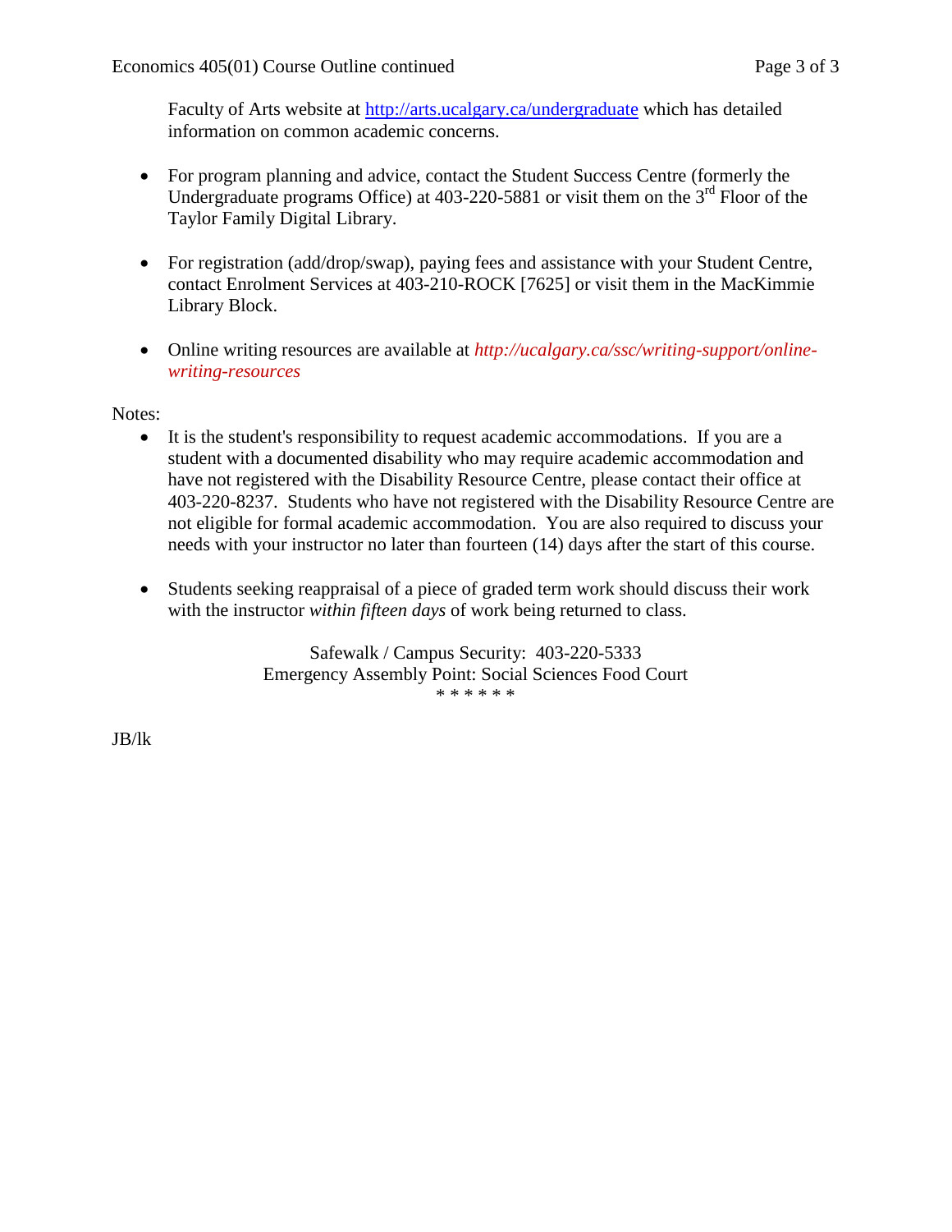Faculty of Arts website at http://arts.ucalgary.ca/undergraduate which has detailed information on common academic concerns.

- For program planning and advice, contact the Student Success Centre (formerly the Undergraduate programs Office) at 403-220-5881 or visit them on the 3rd Floor of the Taylor Family Digital Library.

- For registration (add/drop/swap), paying fees and assistance with your Student Centre, contact Enrolment Services at 403-210-ROCK [7625] or visit them in the MacKimmie Library Block.

- Online writing resources are available at *http://ucalgary.ca/ssc/writing-support/online-writing-resources*

Notes:

- It is the student's responsibility to request academic accommodations. If you are a student with a documented disability who may require academic accommodation and have not registered with the Disability Resource Centre, please contact their office at 403-220-8237. Students who have not registered with the Disability Resource Centre are not eligible for formal academic accommodation. You are also required to discuss your needs with your instructor no later than fourteen (14) days after the start of this course.

- Students seeking reappraisal of a piece of graded term work should discuss their work with the instructor *within fifteen days* of work being returned to class.

Safewalk / Campus Security: 403-220-5333
Emergency Assembly Point: Social Sciences Food Court
* * * * * *

JB/lk